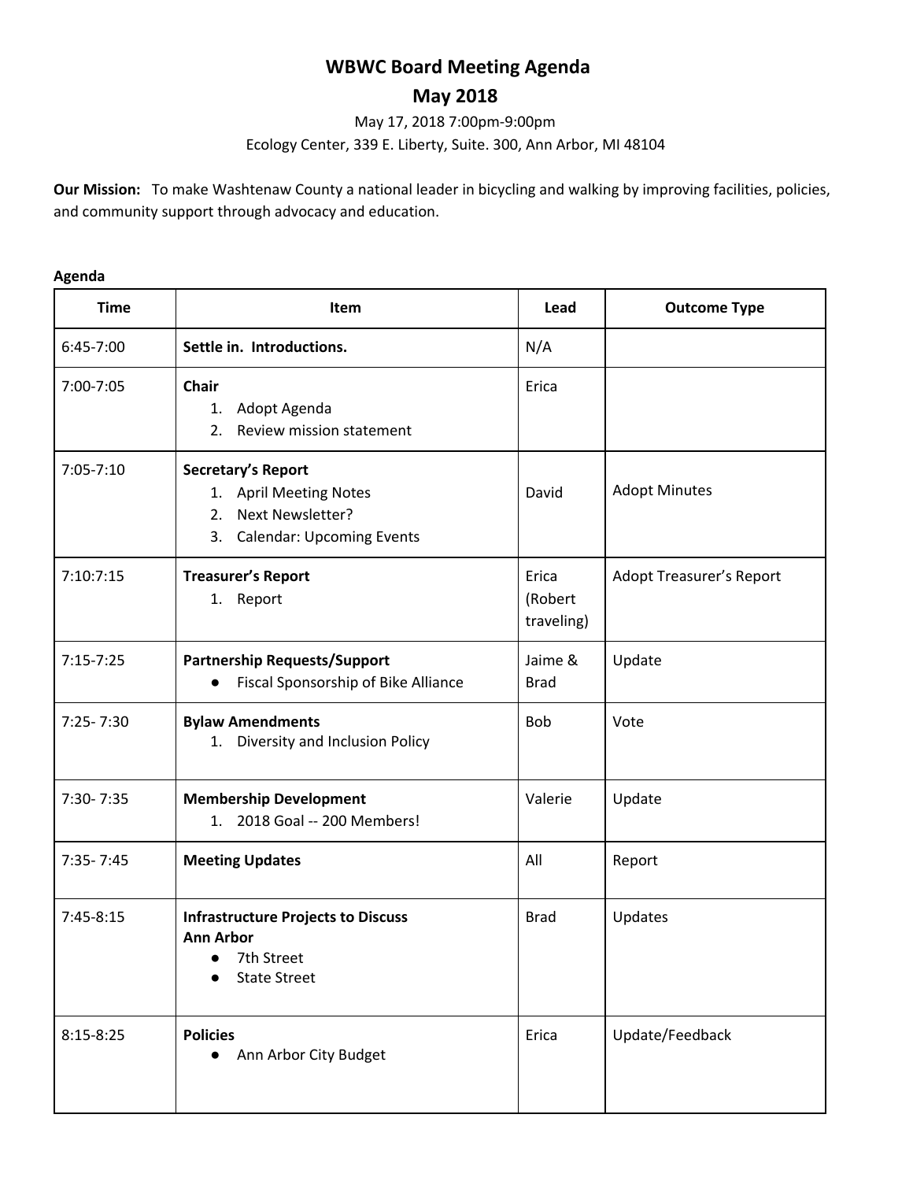# WBWC Board Meeting Agenda

## May 2018

May 17, 2018 7:00pm-9:00pm

Ecology Center, 339 E. Liberty, Suite. 300, Ann Arbor, MI 48104

**Our Mission:** To make Washtenaw County a national leader in bicycling and walking by improving facilities, policies, and community support through advocacy and education.

**Agenda**

| Time | Item | Lead | Outcome Type |
|---|---|---|---|
| 6:45-7:00 | **Settle in. Introductions.** | N/A | |
| 7:00-7:05 | **Chair**<br>1. Adopt Agenda<br>2. Review mission statement | Erica | |
| 7:05-7:10 | **Secretary's Report**<br>1. April Meeting Notes<br>2. Next Newsletter?<br>3. Calendar: Upcoming Events | David | Adopt Minutes |
| 7:10:7:15 | **Treasurer's Report**<br>1. Report | Erica (Robert traveling) | Adopt Treasurer's Report |
| 7:15-7:25 | **Partnership Requests/Support**<br>● Fiscal Sponsorship of Bike Alliance | Jaime & Brad | Update |
| 7:25- 7:30 | **Bylaw Amendments**<br>1. Diversity and Inclusion Policy | Bob | Vote |
| 7:30- 7:35 | **Membership Development**<br>1. 2018 Goal -- 200 Members! | Valerie | Update |
| 7:35- 7:45 | **Meeting Updates** | All | Report |
| 7:45-8:15 | **Infrastructure Projects to Discuss**<br>**Ann Arbor**<br>● 7th Street<br>● State Street | Brad | Updates |
| 8:15-8:25 | **Policies**<br>● Ann Arbor City Budget | Erica | Update/Feedback |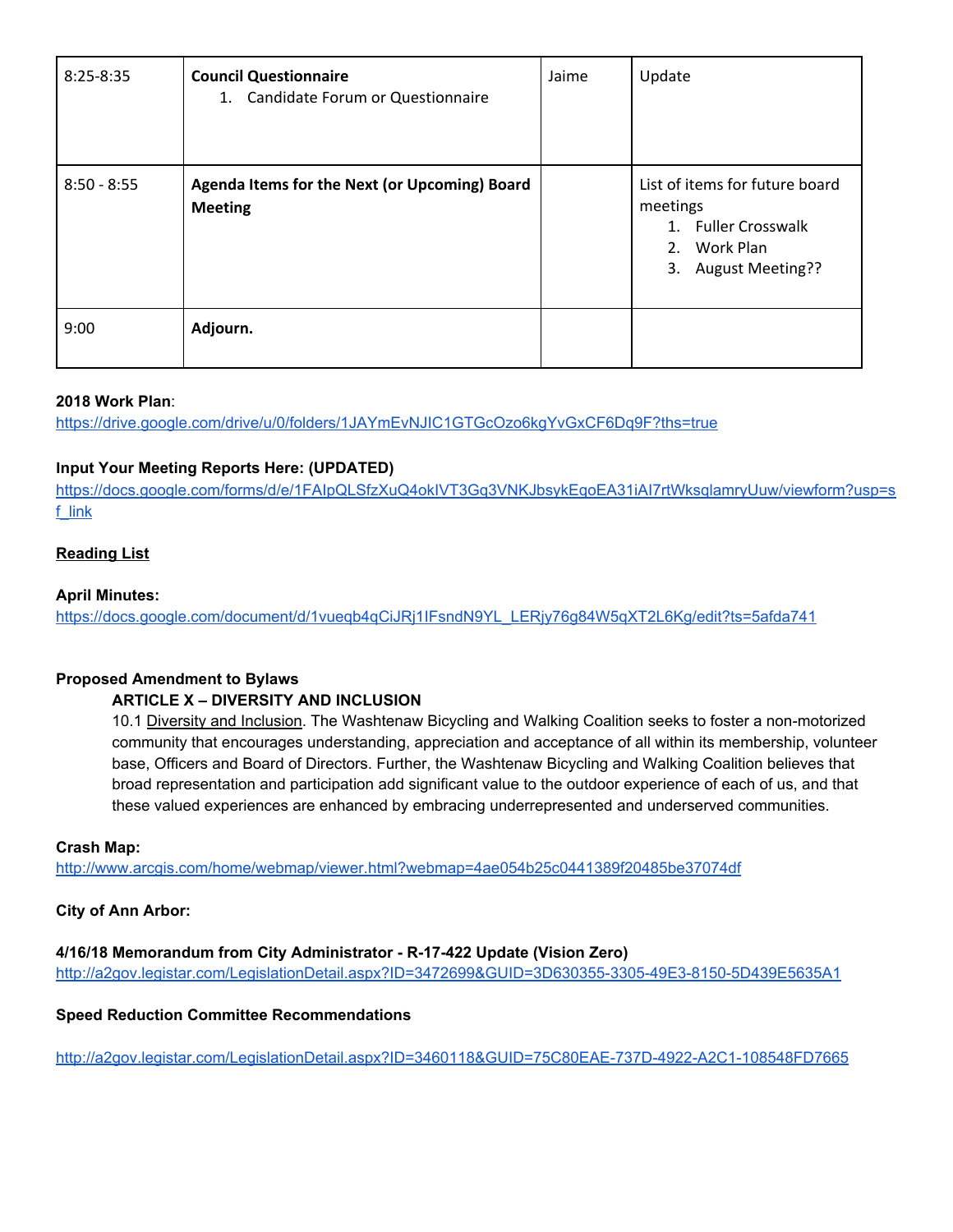| | | | |
|---|---|---|---|
| 8:25-8:35 | **Council Questionnaire**<br>1. Candidate Forum or Questionnaire | Jaime | Update |
| 8:50 - 8:55 | **Agenda Items for the Next (or Upcoming) Board Meeting** | | List of items for future board meetings<br>1. Fuller Crosswalk<br>2. Work Plan<br>3. August Meeting?? |
| 9:00 | **Adjourn.** | | |

**2018 Work Plan**:
https://drive.google.com/drive/u/0/folders/1JAYmEvNJIC1GTGcOzo6kgYvGxCF6Dq9F?ths=true

**Input Your Meeting Reports Here: (UPDATED)**
https://docs.google.com/forms/d/e/1FAIpQLSfzXuQ4okIVT3Gq3VNKJbsykEqoEA31iAI7rtWksqlamryUuw/viewform?usp=sf_link

**Reading List**

**April Minutes:**
https://docs.google.com/document/d/1vueqb4qCiJRj1IFsndN9YL_LERjy76g84W5qXT2L6Kg/edit?ts=5afda741

**Proposed Amendment to Bylaws**

**ARTICLE X – DIVERSITY AND INCLUSION**

10.1 Diversity and Inclusion. The Washtenaw Bicycling and Walking Coalition seeks to foster a non-motorized community that encourages understanding, appreciation and acceptance of all within its membership, volunteer base, Officers and Board of Directors. Further, the Washtenaw Bicycling and Walking Coalition believes that broad representation and participation add significant value to the outdoor experience of each of us, and that these valued experiences are enhanced by embracing underrepresented and underserved communities.

**Crash Map:**
http://www.arcgis.com/home/webmap/viewer.html?webmap=4ae054b25c0441389f20485be37074df

**City of Ann Arbor:**

**4/16/18 Memorandum from City Administrator - R-17-422 Update (Vision Zero)**
http://a2gov.legistar.com/LegislationDetail.aspx?ID=3472699&GUID=3D630355-3305-49E3-8150-5D439E5635A1

**Speed Reduction Committee Recommendations**

http://a2gov.legistar.com/LegislationDetail.aspx?ID=3460118&GUID=75C80EAE-737D-4922-A2C1-108548FD7665